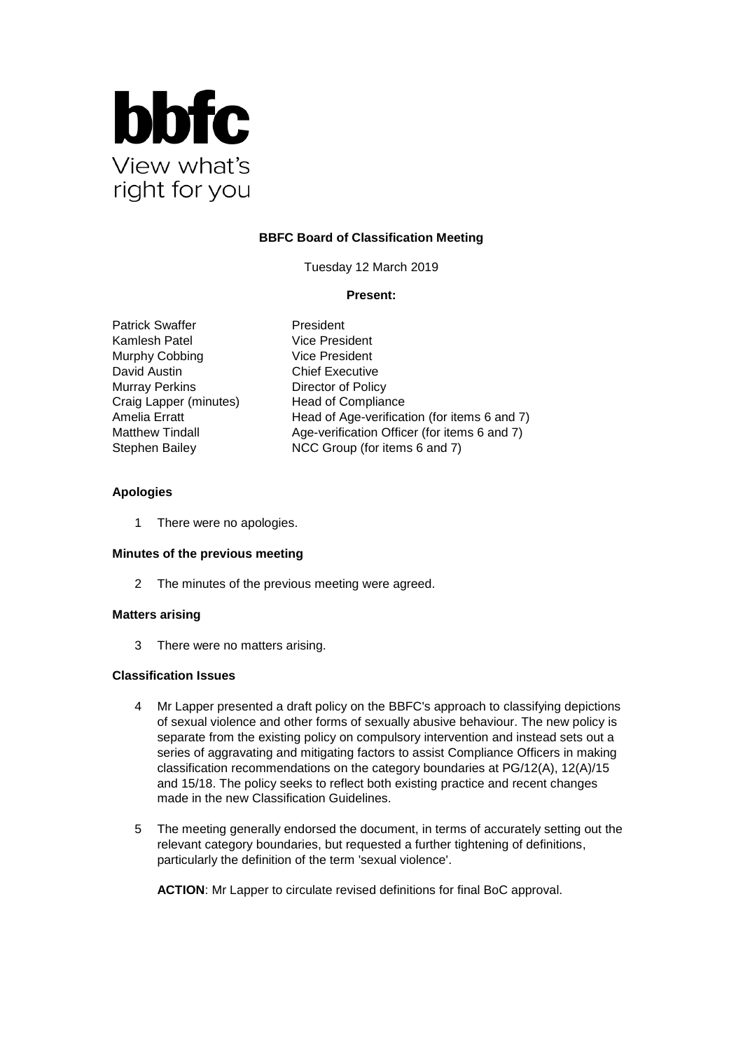bbfc
View what's
right for you

**BBFC Board of Classification Meeting**

Tuesday 12 March 2019

**Present:**

| | |
|---|---|
| Patrick Swaffer | President |
| Kamlesh Patel | Vice President |
| Murphy Cobbing | Vice President |
| David Austin | Chief Executive |
| Murray Perkins | Director of Policy |
| Craig Lapper (minutes) | Head of Compliance |
| Amelia Erratt | Head of Age-verification (for items 6 and 7) |
| Matthew Tindall | Age-verification Officer (for items 6 and 7) |
| Stephen Bailey | NCC Group (for items 6 and 7) |

**Apologies**

1 There were no apologies.

**Minutes of the previous meeting**

2 The minutes of the previous meeting were agreed.

**Matters arising**

3 There were no matters arising.

**Classification Issues**

4 Mr Lapper presented a draft policy on the BBFC's approach to classifying depictions of sexual violence and other forms of sexually abusive behaviour. The new policy is separate from the existing policy on compulsory intervention and instead sets out a series of aggravating and mitigating factors to assist Compliance Officers in making classification recommendations on the category boundaries at PG/12(A), 12(A)/15 and 15/18. The policy seeks to reflect both existing practice and recent changes made in the new Classification Guidelines.

5 The meeting generally endorsed the document, in terms of accurately setting out the relevant category boundaries, but requested a further tightening of definitions, particularly the definition of the term 'sexual violence'.

**ACTION**: Mr Lapper to circulate revised definitions for final BoC approval.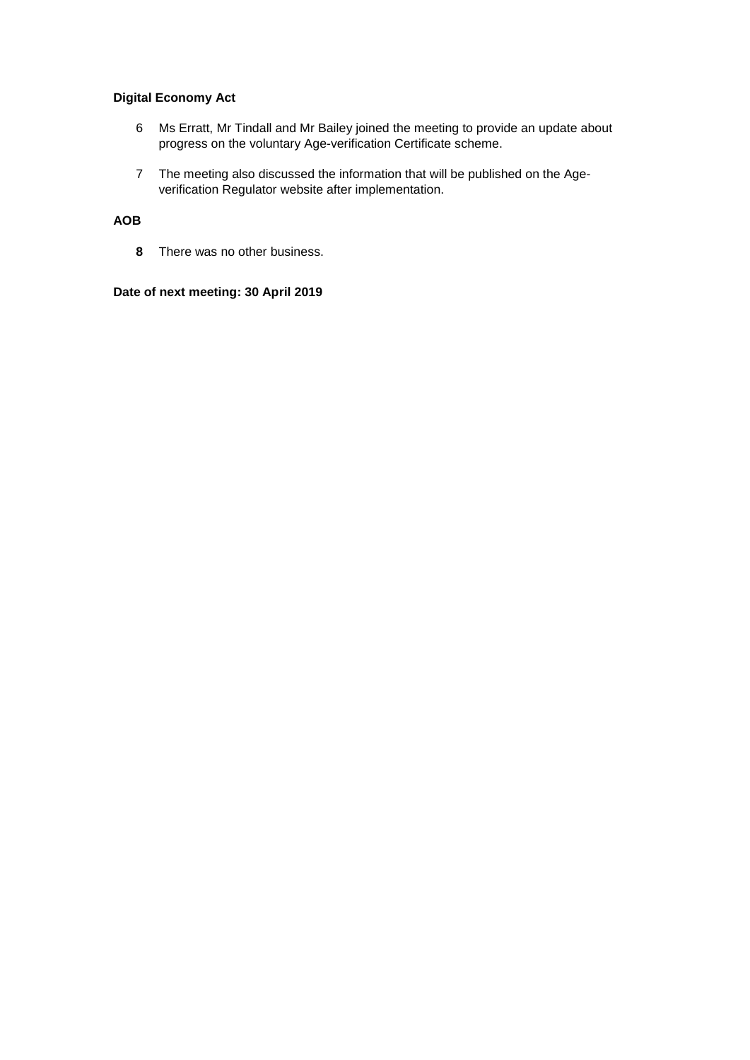**Digital Economy Act**

6 Ms Erratt, Mr Tindall and Mr Bailey joined the meeting to provide an update about progress on the voluntary Age-verification Certificate scheme.

7 The meeting also discussed the information that will be published on the Age-verification Regulator website after implementation.

**AOB**

**8** There was no other business.

**Date of next meeting: 30 April 2019**